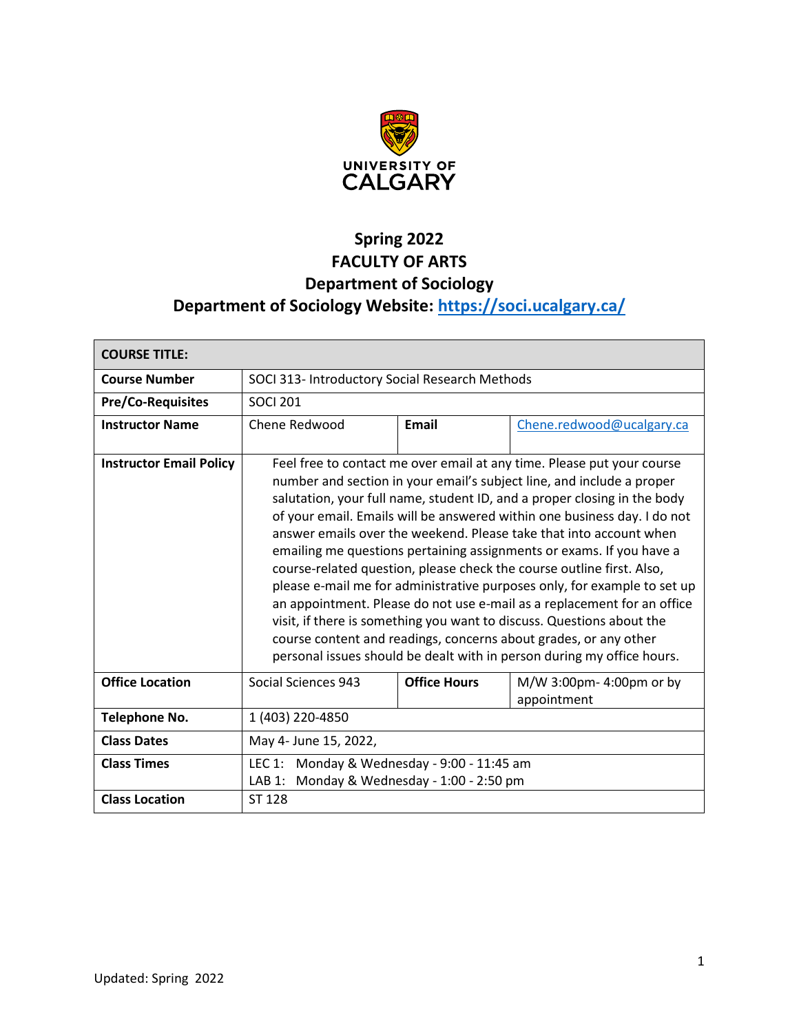# Spring 2022
# FACULTY OF ARTS
# Department of Sociology
# Department of Sociology Website: https://soci.ucalgary.ca/

| **COURSE TITLE:** | | | |
|---|---|---|---|
| **Course Number** | SOCI 313- Introductory Social Research Methods | | |
| **Pre/Co-Requisites** | SOCI 201 | | |
| **Instructor Name** | Chene Redwood | **Email** | Chene.redwood@ucalgary.ca |
| **Instructor Email Policy** | Feel free to contact me over email at any time. Please put your course number and section in your email's subject line, and include a proper salutation, your full name, student ID, and a proper closing in the body of your email. Emails will be answered within one business day. I do not answer emails over the weekend. Please take that into account when emailing me questions pertaining assignments or exams. If you have a course-related question, please check the course outline first. Also, please e-mail me for administrative purposes only, for example to set up an appointment. Please do not use e-mail as a replacement for an office visit, if there is something you want to discuss. Questions about the course content and readings, concerns about grades, or any other personal issues should be dealt with in person during my office hours. | | |
| **Office Location** | Social Sciences 943 | **Office Hours** | M/W 3:00pm- 4:00pm or by appointment |
| **Telephone No.** | 1 (403) 220-4850 | | |
| **Class Dates** | May 4- June 15, 2022, | | |
| **Class Times** | LEC 1: Monday & Wednesday - 9:00 - 11:45 am<br>LAB 1: Monday & Wednesday - 1:00 - 2:50 pm | | |
| **Class Location** | ST 128 | | |

Updated: Spring 2022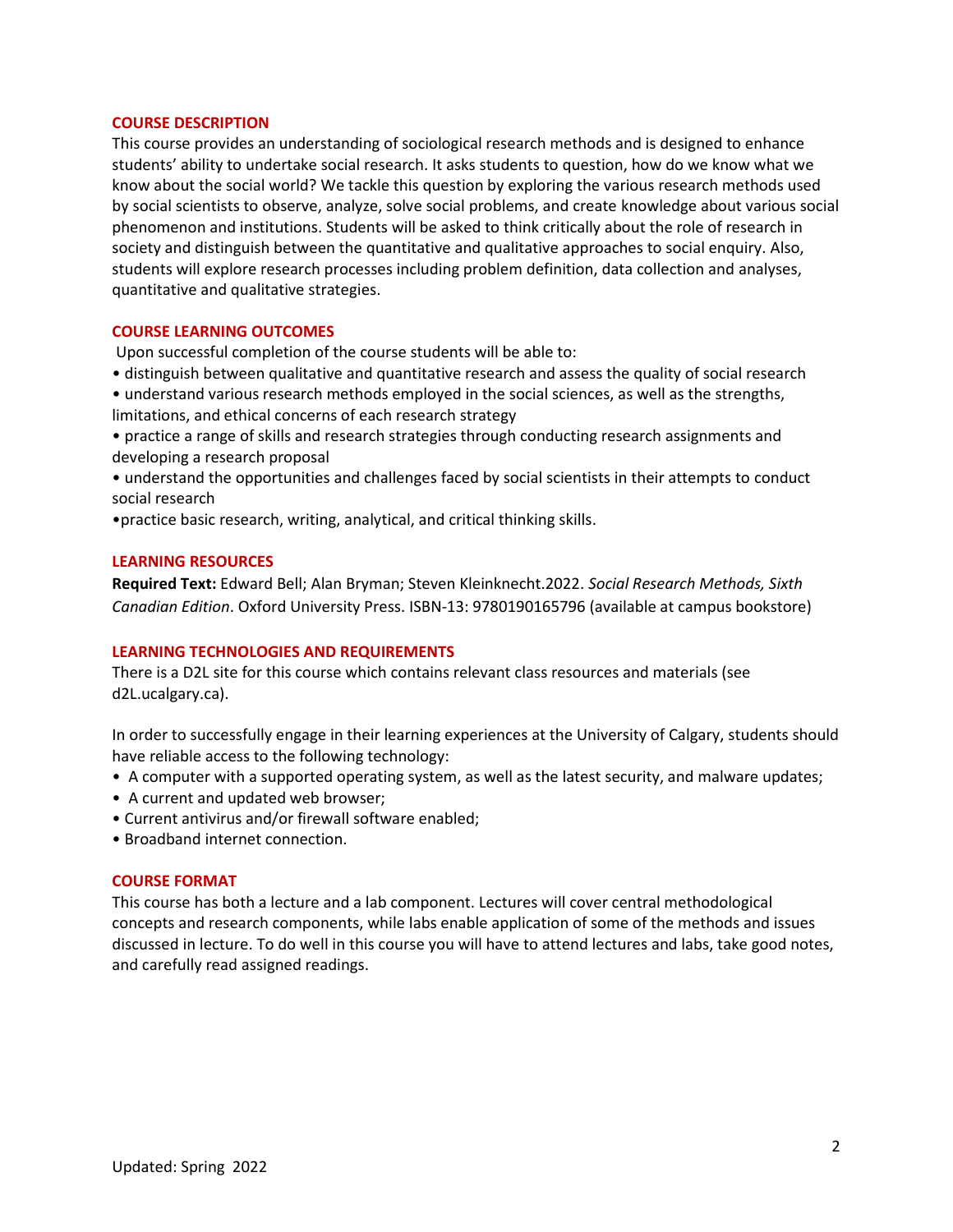## COURSE DESCRIPTION

This course provides an understanding of sociological research methods and is designed to enhance students' ability to undertake social research. It asks students to question, how do we know what we know about the social world? We tackle this question by exploring the various research methods used by social scientists to observe, analyze, solve social problems, and create knowledge about various social phenomenon and institutions. Students will be asked to think critically about the role of research in society and distinguish between the quantitative and qualitative approaches to social enquiry. Also, students will explore research processes including problem definition, data collection and analyses, quantitative and qualitative strategies.

## COURSE LEARNING OUTCOMES

Upon successful completion of the course students will be able to:

- distinguish between qualitative and quantitative research and assess the quality of social research
- understand various research methods employed in the social sciences, as well as the strengths, limitations, and ethical concerns of each research strategy
- practice a range of skills and research strategies through conducting research assignments and developing a research proposal
- understand the opportunities and challenges faced by social scientists in their attempts to conduct social research
- practice basic research, writing, analytical, and critical thinking skills.

## LEARNING RESOURCES

**Required Text:** Edward Bell; Alan Bryman; Steven Kleinknecht.2022. *Social Research Methods, Sixth Canadian Edition*. Oxford University Press. ISBN-13: 9780190165796 (available at campus bookstore)

## LEARNING TECHNOLOGIES AND REQUIREMENTS

There is a D2L site for this course which contains relevant class resources and materials (see d2L.ucalgary.ca).

In order to successfully engage in their learning experiences at the University of Calgary, students should have reliable access to the following technology:

- A computer with a supported operating system, as well as the latest security, and malware updates;
- A current and updated web browser;
- Current antivirus and/or firewall software enabled;
- Broadband internet connection.

## COURSE FORMAT

This course has both a lecture and a lab component. Lectures will cover central methodological concepts and research components, while labs enable application of some of the methods and issues discussed in lecture. To do well in this course you will have to attend lectures and labs, take good notes, and carefully read assigned readings.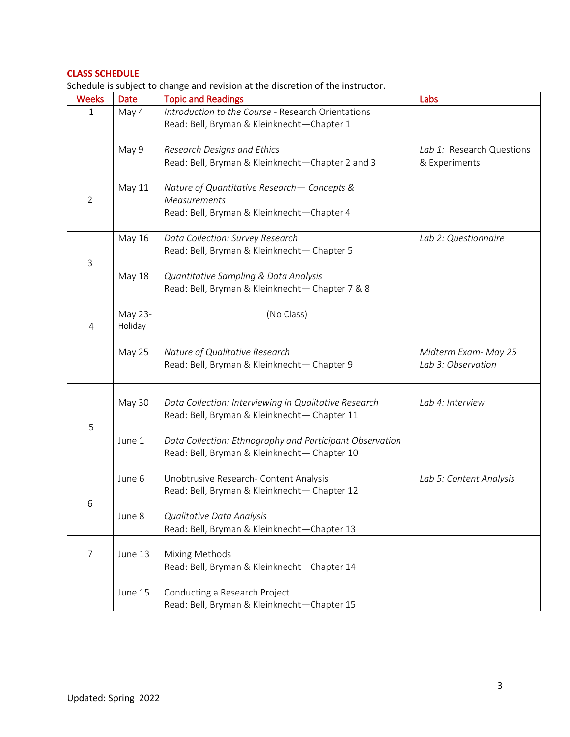**CLASS SCHEDULE**

Schedule is subject to change and revision at the discretion of the instructor.

| Weeks | Date | Topic and Readings | Labs |
|---|---|---|---|
| 1 | May 4 | *Introduction to the Course* - Research Orientations<br>Read: Bell, Bryman & Kleinknecht—Chapter 1 | |
| 2 | May 9 | *Research Designs and Ethics*<br>Read: Bell, Bryman & Kleinknecht—Chapter 2 and 3 | *Lab 1:* Research Questions & Experiments |
| | May 11 | *Nature of Quantitative Research— Concepts & Measurements*<br>Read: Bell, Bryman & Kleinknecht—Chapter 4 | |
| 3 | May 16 | *Data Collection: Survey Research*<br>Read: Bell, Bryman & Kleinknecht— Chapter 5 | *Lab 2: Questionnaire* |
| | May 18 | *Quantitative Sampling & Data Analysis*<br>Read: Bell, Bryman & Kleinknecht— Chapter 7 & 8 | |
| 4 | May 23-Holiday | (No Class) | |
| | May 25 | *Nature of Qualitative Research*<br>Read: Bell, Bryman & Kleinknecht— Chapter 9 | *Midterm Exam- May 25*<br>*Lab 3: Observation* |
| 5 | May 30 | *Data Collection: Interviewing in Qualitative Research*<br>Read: Bell, Bryman & Kleinknecht— Chapter 11 | *Lab 4: Interview* |
| | June 1 | *Data Collection: Ethnography and Participant Observation*<br>Read: Bell, Bryman & Kleinknecht— Chapter 10 | |
| 6 | June 6 | Unobtrusive Research- Content Analysis<br>Read: Bell, Bryman & Kleinknecht— Chapter 12 | *Lab 5: Content Analysis* |
| | June 8 | *Qualitative Data Analysis*<br>Read: Bell, Bryman & Kleinknecht—Chapter 13 | |
| 7 | June 13 | Mixing Methods<br>Read: Bell, Bryman & Kleinknecht—Chapter 14 | |
| | June 15 | Conducting a Research Project<br>Read: Bell, Bryman & Kleinknecht—Chapter 15 | |

Updated: Spring 2022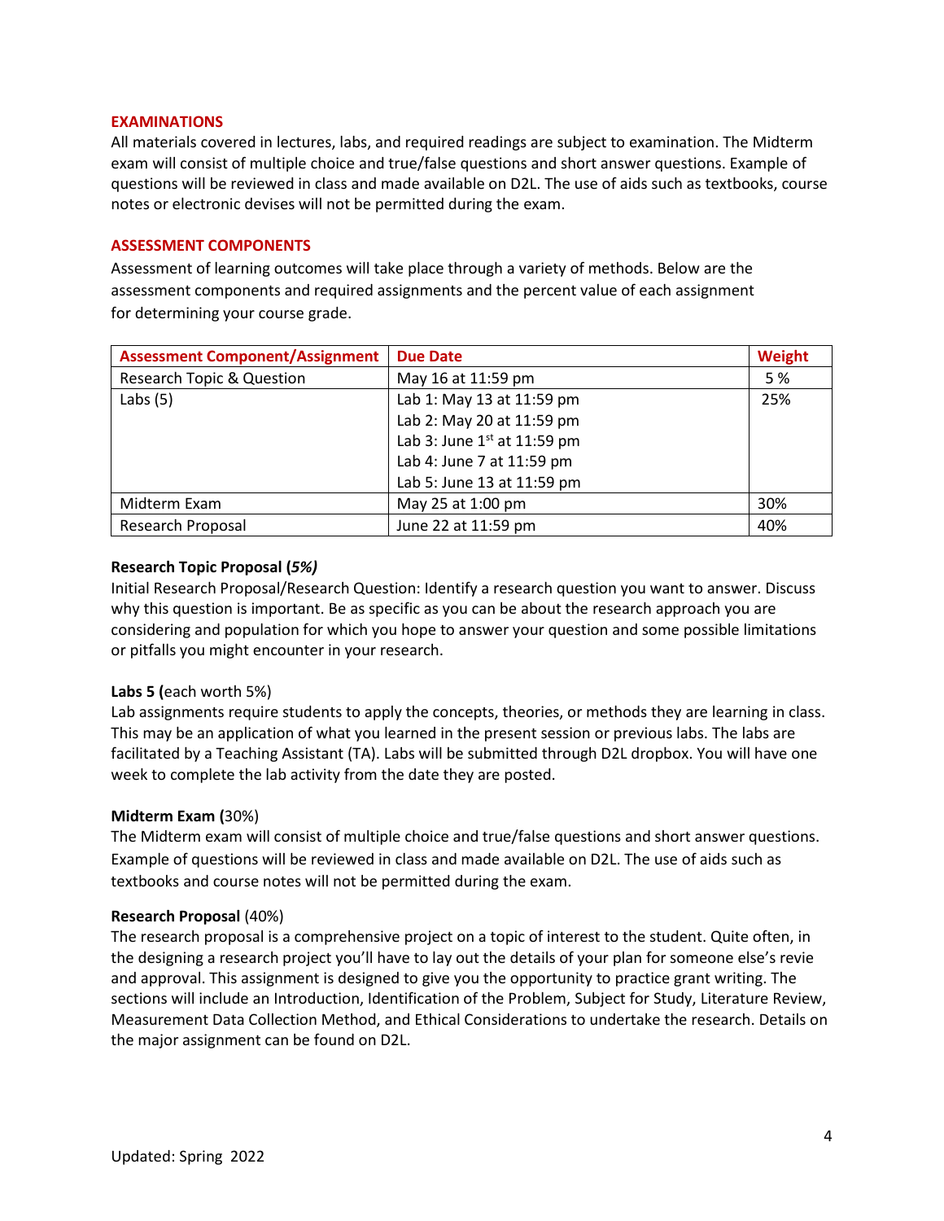## EXAMINATIONS

All materials covered in lectures, labs, and required readings are subject to examination. The Midterm exam will consist of multiple choice and true/false questions and short answer questions. Example of questions will be reviewed in class and made available on D2L. The use of aids such as textbooks, course notes or electronic devises will not be permitted during the exam.

## ASSESSMENT COMPONENTS

Assessment of learning outcomes will take place through a variety of methods. Below are the assessment components and required assignments and the percent value of each assignment for determining your course grade.

| Assessment Component/Assignment | Due Date | Weight |
|---|---|---|
| Research Topic & Question | May 16 at 11:59 pm | 5 % |
| Labs (5) | Lab 1: May 13 at 11:59 pm<br>Lab 2: May 20 at 11:59 pm<br>Lab 3: June 1st at 11:59 pm<br>Lab 4: June 7 at 11:59 pm<br>Lab 5: June 13 at 11:59 pm | 25% |
| Midterm Exam | May 25 at 1:00 pm | 30% |
| Research Proposal | June 22 at 11:59 pm | 40% |

**Research Topic Proposal (*5%)***

Initial Research Proposal/Research Question: Identify a research question you want to answer. Discuss why this question is important. Be as specific as you can be about the research approach you are considering and population for which you hope to answer your question and some possible limitations or pitfalls you might encounter in your research.

**Labs 5 (**each worth 5%)

Lab assignments require students to apply the concepts, theories, or methods they are learning in class. This may be an application of what you learned in the present session or previous labs. The labs are facilitated by a Teaching Assistant (TA). Labs will be submitted through D2L dropbox. You will have one week to complete the lab activity from the date they are posted.

**Midterm Exam (**30%)

The Midterm exam will consist of multiple choice and true/false questions and short answer questions. Example of questions will be reviewed in class and made available on D2L. The use of aids such as textbooks and course notes will not be permitted during the exam.

**Research Proposal** (40%)

The research proposal is a comprehensive project on a topic of interest to the student. Quite often, in the designing a research project you'll have to lay out the details of your plan for someone else's revie and approval. This assignment is designed to give you the opportunity to practice grant writing. The sections will include an Introduction, Identification of the Problem, Subject for Study, Literature Review, Measurement Data Collection Method, and Ethical Considerations to undertake the research. Details on the major assignment can be found on D2L.

Updated: Spring 2022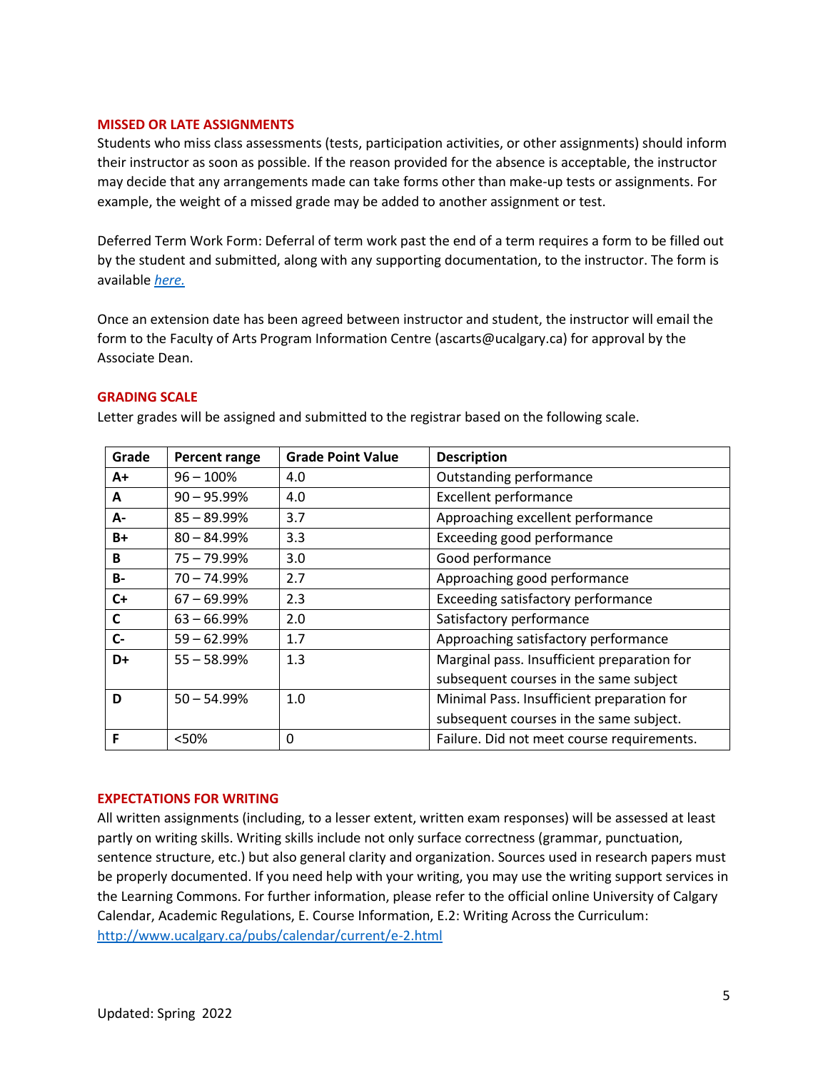## MISSED OR LATE ASSIGNMENTS

Students who miss class assessments (tests, participation activities, or other assignments) should inform their instructor as soon as possible. If the reason provided for the absence is acceptable, the instructor may decide that any arrangements made can take forms other than make-up tests or assignments. For example, the weight of a missed grade may be added to another assignment or test.

Deferred Term Work Form: Deferral of term work past the end of a term requires a form to be filled out by the student and submitted, along with any supporting documentation, to the instructor. The form is available *here.*

Once an extension date has been agreed between instructor and student, the instructor will email the form to the Faculty of Arts Program Information Centre (ascarts@ucalgary.ca) for approval by the Associate Dean.

## GRADING SCALE

Letter grades will be assigned and submitted to the registrar based on the following scale.

| Grade | Percent range | Grade Point Value | Description |
|---|---|---|---|
| **A+** | 96 – 100% | 4.0 | Outstanding performance |
| **A** | 90 – 95.99% | 4.0 | Excellent performance |
| **A-** | 85 – 89.99% | 3.7 | Approaching excellent performance |
| **B+** | 80 – 84.99% | 3.3 | Exceeding good performance |
| **B** | 75 – 79.99% | 3.0 | Good performance |
| **B-** | 70 – 74.99% | 2.7 | Approaching good performance |
| **C+** | 67 – 69.99% | 2.3 | Exceeding satisfactory performance |
| **C** | 63 – 66.99% | 2.0 | Satisfactory performance |
| **C-** | 59 – 62.99% | 1.7 | Approaching satisfactory performance |
| **D+** | 55 – 58.99% | 1.3 | Marginal pass. Insufficient preparation for subsequent courses in the same subject |
| **D** | 50 – 54.99% | 1.0 | Minimal Pass. Insufficient preparation for subsequent courses in the same subject. |
| **F** | <50% | 0 | Failure. Did not meet course requirements. |

## EXPECTATIONS FOR WRITING

All written assignments (including, to a lesser extent, written exam responses) will be assessed at least partly on writing skills. Writing skills include not only surface correctness (grammar, punctuation, sentence structure, etc.) but also general clarity and organization. Sources used in research papers must be properly documented. If you need help with your writing, you may use the writing support services in the Learning Commons. For further information, please refer to the official online University of Calgary Calendar, Academic Regulations, E. Course Information, E.2: Writing Across the Curriculum: http://www.ucalgary.ca/pubs/calendar/current/e-2.html

Updated: Spring 2022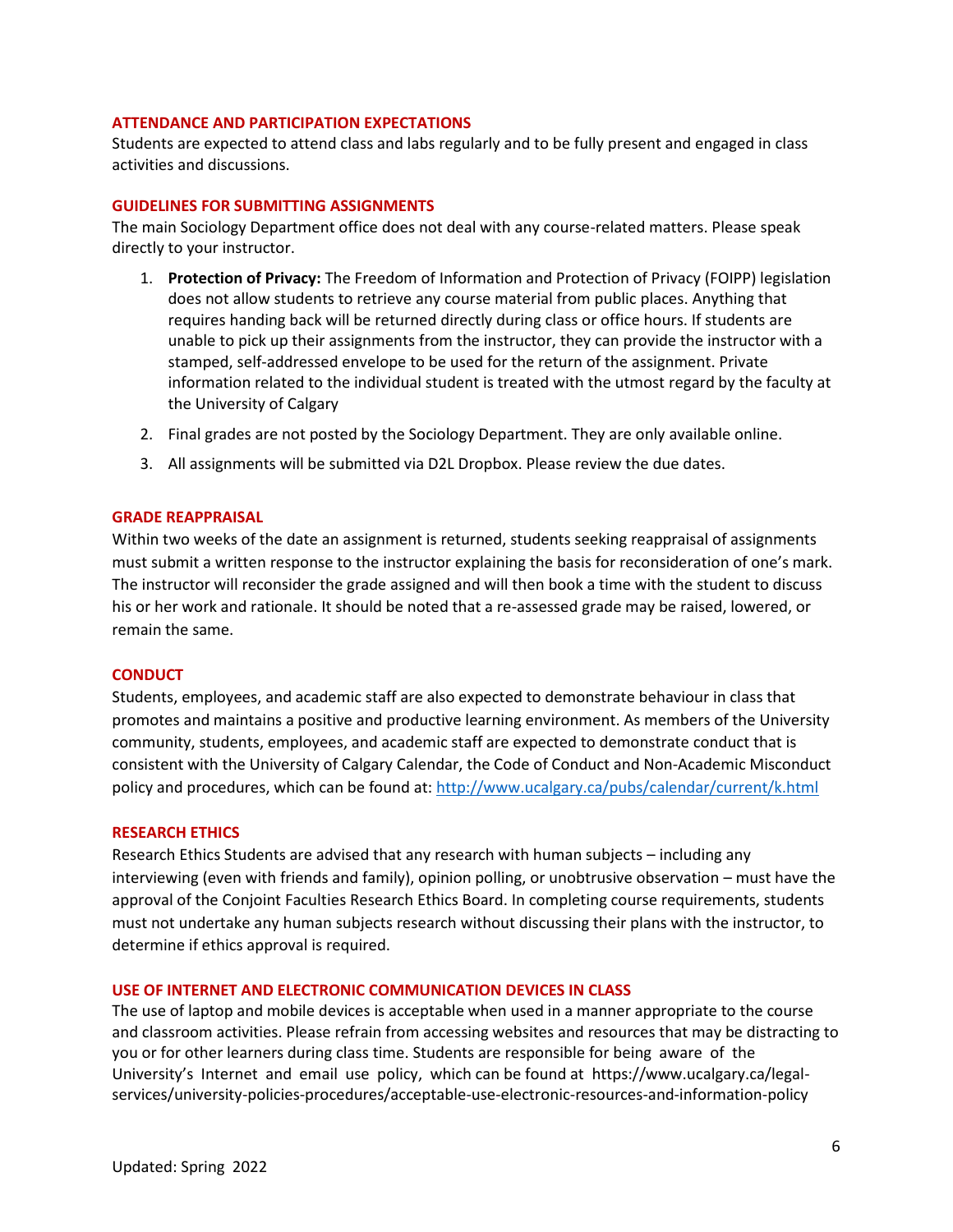## ATTENDANCE AND PARTICIPATION EXPECTATIONS

Students are expected to attend class and labs regularly and to be fully present and engaged in class activities and discussions.

## GUIDELINES FOR SUBMITTING ASSIGNMENTS

The main Sociology Department office does not deal with any course-related matters. Please speak directly to your instructor.

1. **Protection of Privacy:** The Freedom of Information and Protection of Privacy (FOIPP) legislation does not allow students to retrieve any course material from public places. Anything that requires handing back will be returned directly during class or office hours. If students are unable to pick up their assignments from the instructor, they can provide the instructor with a stamped, self-addressed envelope to be used for the return of the assignment. Private information related to the individual student is treated with the utmost regard by the faculty at the University of Calgary
2. Final grades are not posted by the Sociology Department. They are only available online.
3. All assignments will be submitted via D2L Dropbox. Please review the due dates.

## GRADE REAPPRAISAL

Within two weeks of the date an assignment is returned, students seeking reappraisal of assignments must submit a written response to the instructor explaining the basis for reconsideration of one's mark. The instructor will reconsider the grade assigned and will then book a time with the student to discuss his or her work and rationale. It should be noted that a re-assessed grade may be raised, lowered, or remain the same.

## CONDUCT

Students, employees, and academic staff are also expected to demonstrate behaviour in class that promotes and maintains a positive and productive learning environment. As members of the University community, students, employees, and academic staff are expected to demonstrate conduct that is consistent with the University of Calgary Calendar, the Code of Conduct and Non-Academic Misconduct policy and procedures, which can be found at: http://www.ucalgary.ca/pubs/calendar/current/k.html

## RESEARCH ETHICS

Research Ethics Students are advised that any research with human subjects – including any interviewing (even with friends and family), opinion polling, or unobtrusive observation – must have the approval of the Conjoint Faculties Research Ethics Board. In completing course requirements, students must not undertake any human subjects research without discussing their plans with the instructor, to determine if ethics approval is required.

## USE OF INTERNET AND ELECTRONIC COMMUNICATION DEVICES IN CLASS

The use of laptop and mobile devices is acceptable when used in a manner appropriate to the course and classroom activities. Please refrain from accessing websites and resources that may be distracting to you or for other learners during class time. Students are responsible for being aware of the University's Internet and email use policy, which can be found at https://www.ucalgary.ca/legal-services/university-policies-procedures/acceptable-use-electronic-resources-and-information-policy

Updated: Spring 2022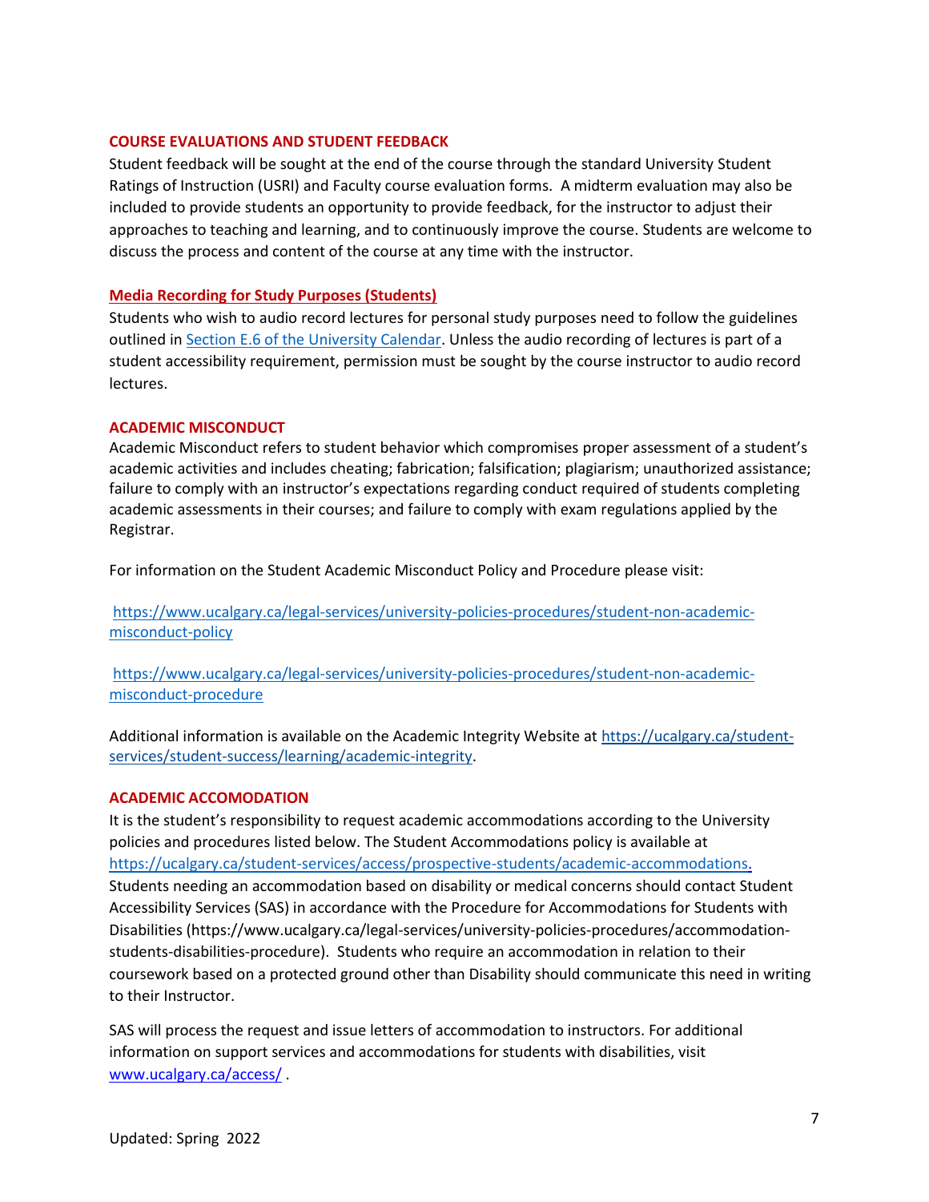## COURSE EVALUATIONS AND STUDENT FEEDBACK

Student feedback will be sought at the end of the course through the standard University Student Ratings of Instruction (USRI) and Faculty course evaluation forms. A midterm evaluation may also be included to provide students an opportunity to provide feedback, for the instructor to adjust their approaches to teaching and learning, and to continuously improve the course. Students are welcome to discuss the process and content of the course at any time with the instructor.

## Media Recording for Study Purposes (Students)

Students who wish to audio record lectures for personal study purposes need to follow the guidelines outlined in Section E.6 of the University Calendar. Unless the audio recording of lectures is part of a student accessibility requirement, permission must be sought by the course instructor to audio record lectures.

## ACADEMIC MISCONDUCT

Academic Misconduct refers to student behavior which compromises proper assessment of a student's academic activities and includes cheating; fabrication; falsification; plagiarism; unauthorized assistance; failure to comply with an instructor's expectations regarding conduct required of students completing academic assessments in their courses; and failure to comply with exam regulations applied by the Registrar.

For information on the Student Academic Misconduct Policy and Procedure please visit:

https://www.ucalgary.ca/legal-services/university-policies-procedures/student-non-academic-misconduct-policy

https://www.ucalgary.ca/legal-services/university-policies-procedures/student-non-academic-misconduct-procedure

Additional information is available on the Academic Integrity Website at https://ucalgary.ca/student-services/student-success/learning/academic-integrity.

## ACADEMIC ACCOMODATION

It is the student's responsibility to request academic accommodations according to the University policies and procedures listed below. The Student Accommodations policy is available at https://ucalgary.ca/student-services/access/prospective-students/academic-accommodations. Students needing an accommodation based on disability or medical concerns should contact Student Accessibility Services (SAS) in accordance with the Procedure for Accommodations for Students with Disabilities (https://www.ucalgary.ca/legal-services/university-policies-procedures/accommodation-students-disabilities-procedure). Students who require an accommodation in relation to their coursework based on a protected ground other than Disability should communicate this need in writing to their Instructor.

SAS will process the request and issue letters of accommodation to instructors. For additional information on support services and accommodations for students with disabilities, visit www.ucalgary.ca/access/ .

Updated: Spring 2022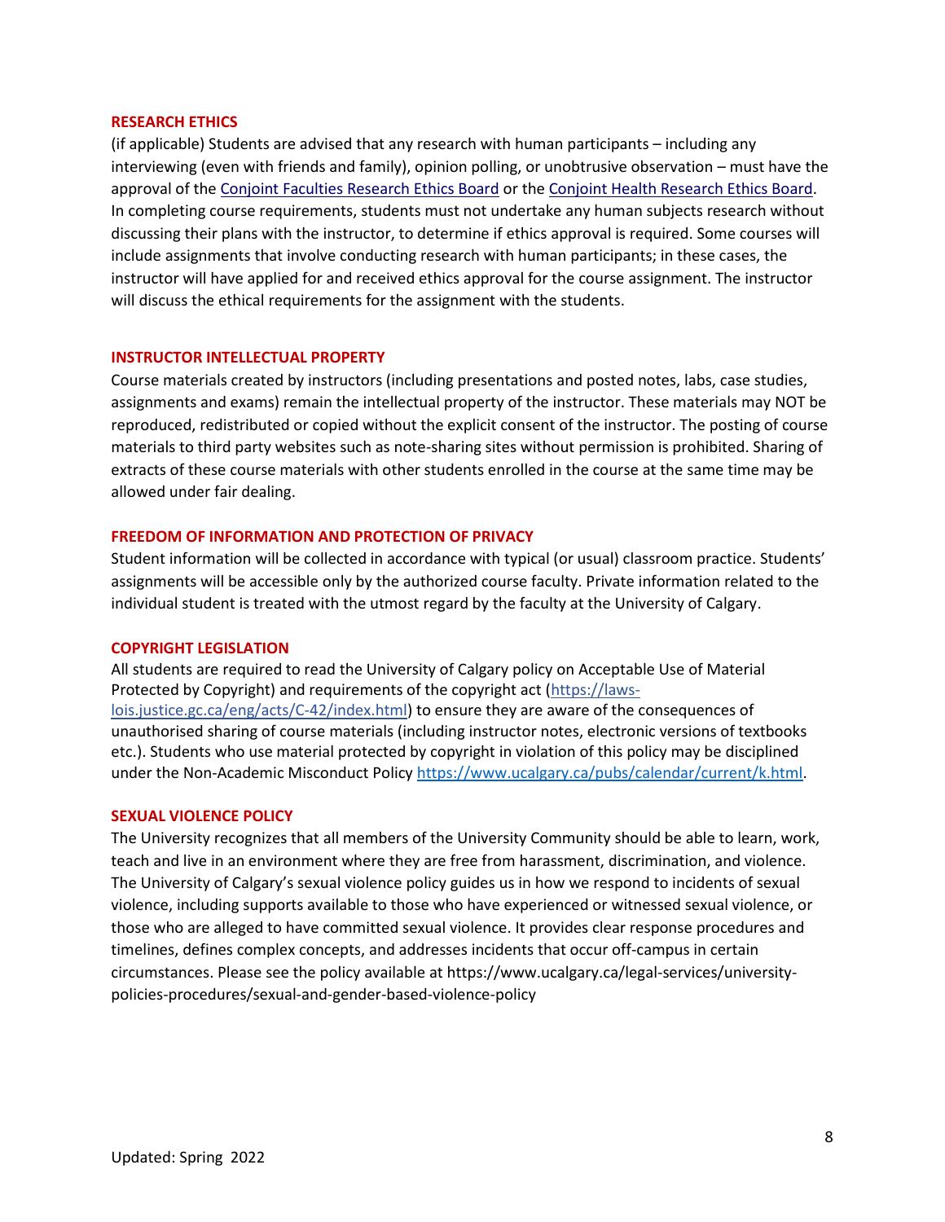### RESEARCH ETHICS

(if applicable) Students are advised that any research with human participants – including any interviewing (even with friends and family), opinion polling, or unobtrusive observation – must have the approval of the Conjoint Faculties Research Ethics Board or the Conjoint Health Research Ethics Board. In completing course requirements, students must not undertake any human subjects research without discussing their plans with the instructor, to determine if ethics approval is required. Some courses will include assignments that involve conducting research with human participants; in these cases, the instructor will have applied for and received ethics approval for the course assignment. The instructor will discuss the ethical requirements for the assignment with the students.

### INSTRUCTOR INTELLECTUAL PROPERTY

Course materials created by instructors (including presentations and posted notes, labs, case studies, assignments and exams) remain the intellectual property of the instructor. These materials may NOT be reproduced, redistributed or copied without the explicit consent of the instructor. The posting of course materials to third party websites such as note-sharing sites without permission is prohibited. Sharing of extracts of these course materials with other students enrolled in the course at the same time may be allowed under fair dealing.

### FREEDOM OF INFORMATION AND PROTECTION OF PRIVACY

Student information will be collected in accordance with typical (or usual) classroom practice. Students' assignments will be accessible only by the authorized course faculty. Private information related to the individual student is treated with the utmost regard by the faculty at the University of Calgary.

### COPYRIGHT LEGISLATION

All students are required to read the University of Calgary policy on Acceptable Use of Material Protected by Copyright) and requirements of the copyright act (https://laws-lois.justice.gc.ca/eng/acts/C-42/index.html) to ensure they are aware of the consequences of unauthorised sharing of course materials (including instructor notes, electronic versions of textbooks etc.). Students who use material protected by copyright in violation of this policy may be disciplined under the Non-Academic Misconduct Policy https://www.ucalgary.ca/pubs/calendar/current/k.html.

### SEXUAL VIOLENCE POLICY

The University recognizes that all members of the University Community should be able to learn, work, teach and live in an environment where they are free from harassment, discrimination, and violence. The University of Calgary's sexual violence policy guides us in how we respond to incidents of sexual violence, including supports available to those who have experienced or witnessed sexual violence, or those who are alleged to have committed sexual violence. It provides clear response procedures and timelines, defines complex concepts, and addresses incidents that occur off-campus in certain circumstances. Please see the policy available at https://www.ucalgary.ca/legal-services/university-policies-procedures/sexual-and-gender-based-violence-policy

Updated: Spring 2022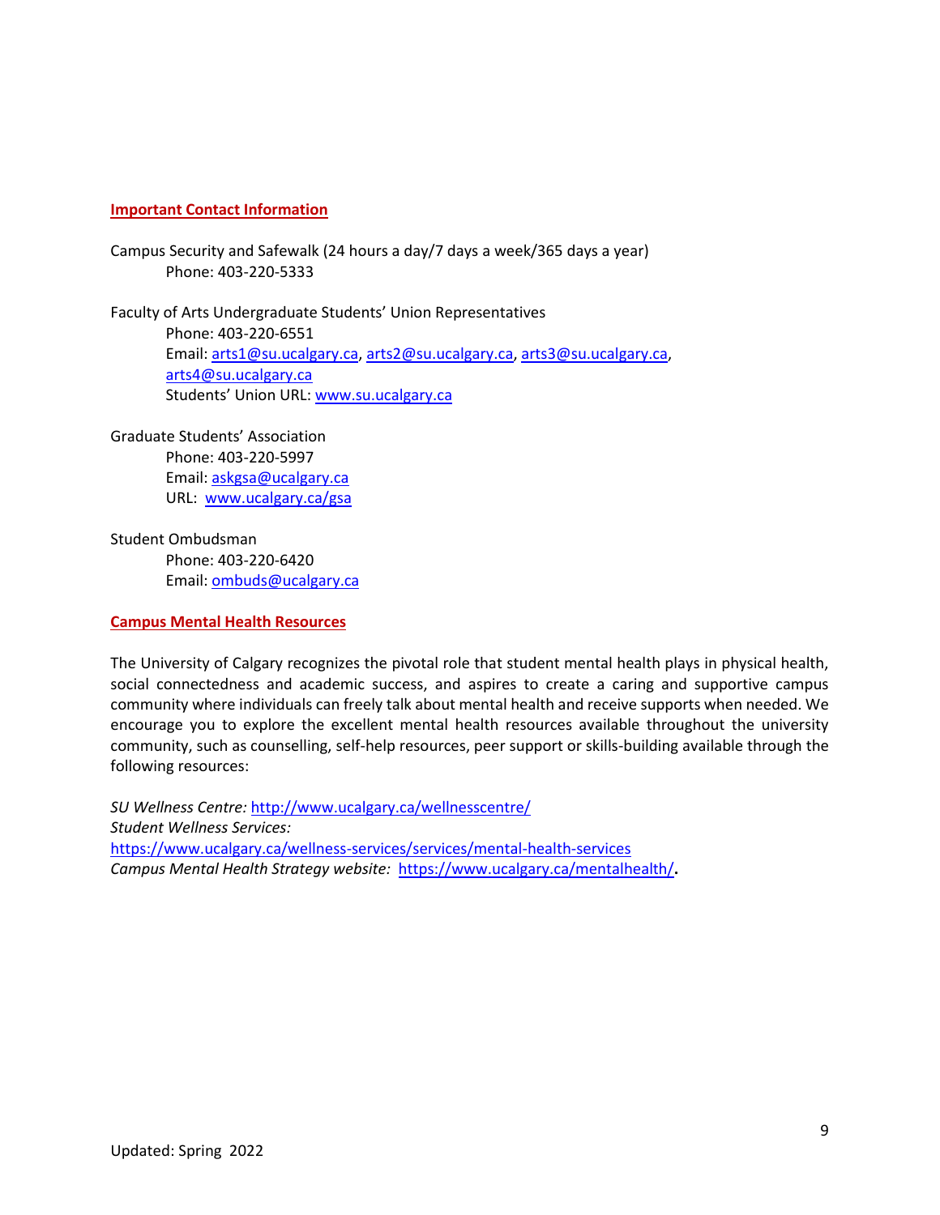## Important Contact Information

Campus Security and Safewalk (24 hours a day/7 days a week/365 days a year)
Phone: 403-220-5333

Faculty of Arts Undergraduate Students' Union Representatives
Phone: 403-220-6551
Email: arts1@su.ucalgary.ca, arts2@su.ucalgary.ca, arts3@su.ucalgary.ca, arts4@su.ucalgary.ca
Students' Union URL: www.su.ucalgary.ca

Graduate Students' Association
Phone: 403-220-5997
Email: askgsa@ucalgary.ca
URL: www.ucalgary.ca/gsa

Student Ombudsman
Phone: 403-220-6420
Email: ombuds@ucalgary.ca

## Campus Mental Health Resources

The University of Calgary recognizes the pivotal role that student mental health plays in physical health, social connectedness and academic success, and aspires to create a caring and supportive campus community where individuals can freely talk about mental health and receive supports when needed. We encourage you to explore the excellent mental health resources available throughout the university community, such as counselling, self-help resources, peer support or skills-building available through the following resources:

*SU Wellness Centre:* http://www.ucalgary.ca/wellnesscentre/
*Student Wellness Services:* https://www.ucalgary.ca/wellness-services/services/mental-health-services
*Campus Mental Health Strategy website:* https://www.ucalgary.ca/mentalhealth/.

Updated: Spring 2022